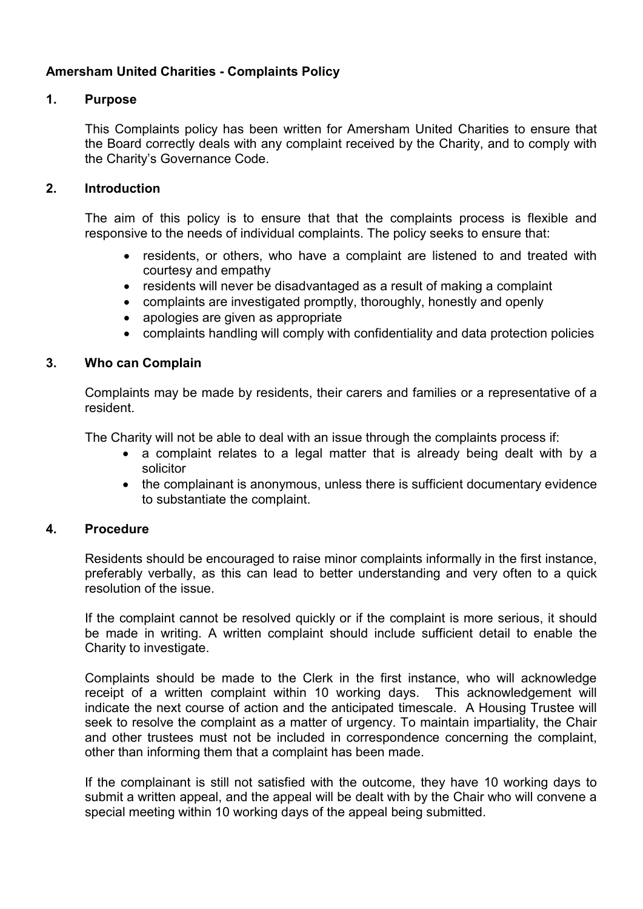**Amersham United Charities - Complaints Policy**

## 1. Purpose

This Complaints policy has been written for Amersham United Charities to ensure that the Board correctly deals with any complaint received by the Charity, and to comply with the Charity's Governance Code.

## 2. Introduction

The aim of this policy is to ensure that that the complaints process is flexible and responsive to the needs of individual complaints. The policy seeks to ensure that:

- residents, or others, who have a complaint are listened to and treated with courtesy and empathy
- residents will never be disadvantaged as a result of making a complaint
- complaints are investigated promptly, thoroughly, honestly and openly
- apologies are given as appropriate
- complaints handling will comply with confidentiality and data protection policies

## 3. Who can Complain

Complaints may be made by residents, their carers and families or a representative of a resident.

The Charity will not be able to deal with an issue through the complaints process if:

- a complaint relates to a legal matter that is already being dealt with by a solicitor
- the complainant is anonymous, unless there is sufficient documentary evidence to substantiate the complaint.

## 4. Procedure

Residents should be encouraged to raise minor complaints informally in the first instance, preferably verbally, as this can lead to better understanding and very often to a quick resolution of the issue.

If the complaint cannot be resolved quickly or if the complaint is more serious, it should be made in writing. A written complaint should include sufficient detail to enable the Charity to investigate.

Complaints should be made to the Clerk in the first instance, who will acknowledge receipt of a written complaint within 10 working days. This acknowledgement will indicate the next course of action and the anticipated timescale. A Housing Trustee will seek to resolve the complaint as a matter of urgency. To maintain impartiality, the Chair and other trustees must not be included in correspondence concerning the complaint, other than informing them that a complaint has been made.

If the complainant is still not satisfied with the outcome, they have 10 working days to submit a written appeal, and the appeal will be dealt with by the Chair who will convene a special meeting within 10 working days of the appeal being submitted.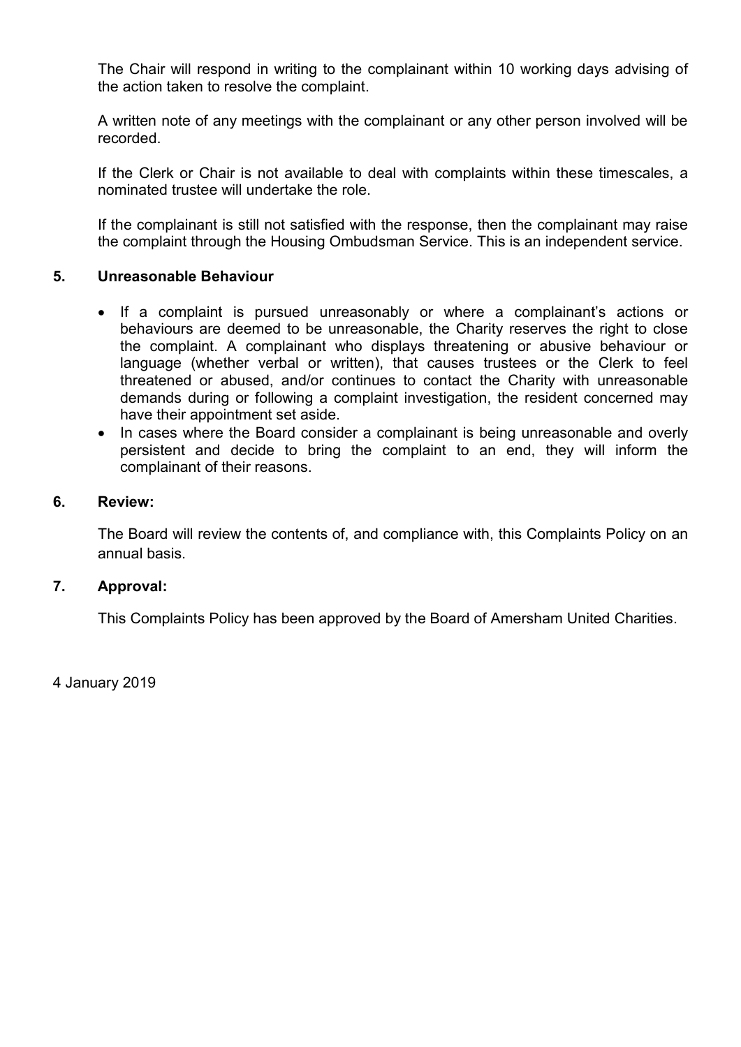The Chair will respond in writing to the complainant within 10 working days advising of the action taken to resolve the complaint.

A written note of any meetings with the complainant or any other person involved will be recorded.

If the Clerk or Chair is not available to deal with complaints within these timescales, a nominated trustee will undertake the role.

If the complainant is still not satisfied with the response, then the complainant may raise the complaint through the Housing Ombudsman Service. This is an independent service.

## 5. Unreasonable Behaviour

- If a complaint is pursued unreasonably or where a complainant's actions or behaviours are deemed to be unreasonable, the Charity reserves the right to close the complaint. A complainant who displays threatening or abusive behaviour or language (whether verbal or written), that causes trustees or the Clerk to feel threatened or abused, and/or continues to contact the Charity with unreasonable demands during or following a complaint investigation, the resident concerned may have their appointment set aside.
- In cases where the Board consider a complainant is being unreasonable and overly persistent and decide to bring the complaint to an end, they will inform the complainant of their reasons.

## 6. Review:

The Board will review the contents of, and compliance with, this Complaints Policy on an annual basis.

## 7. Approval:

This Complaints Policy has been approved by the Board of Amersham United Charities.

4 January 2019